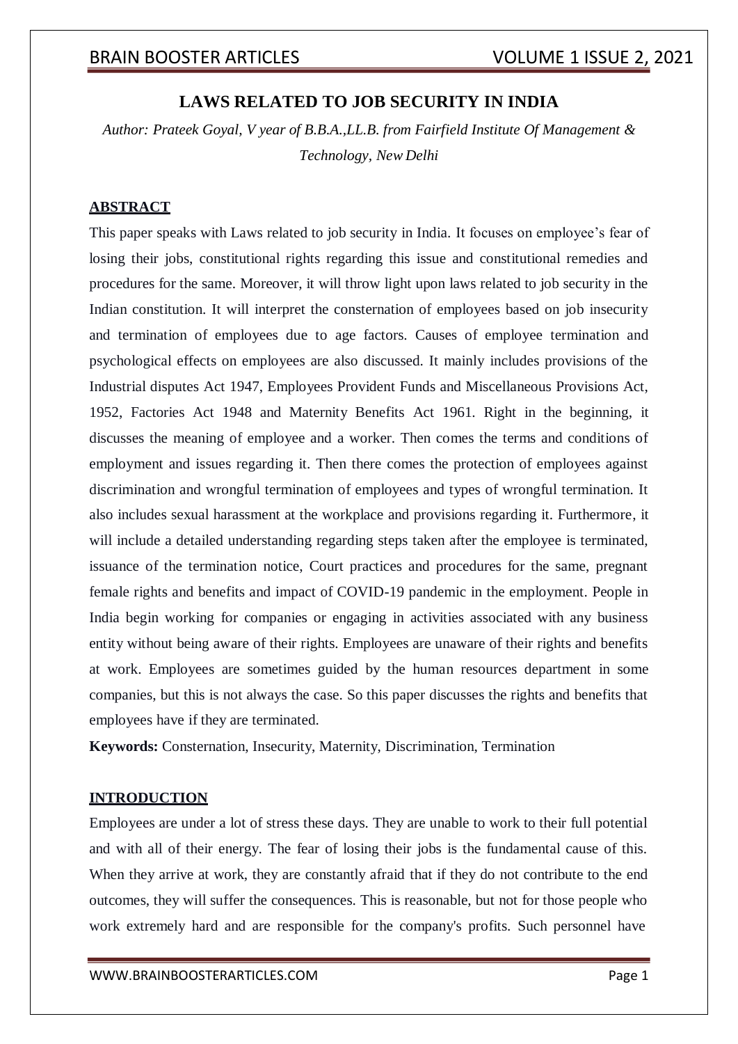# LAWS RELATED TO JOB SECURITY IN INDIA

*Author: Prateek Goyal, V year of B.B.A.,LL.B. from Fairfield Institute Of Management & Technology, New Delhi*

## ABSTRACT

This paper speaks with Laws related to job security in India. It focuses on employee's fear of losing their jobs, constitutional rights regarding this issue and constitutional remedies and procedures for the same. Moreover, it will throw light upon laws related to job security in the Indian constitution. It will interpret the consternation of employees based on job insecurity and termination of employees due to age factors. Causes of employee termination and psychological effects on employees are also discussed. It mainly includes provisions of the Industrial disputes Act 1947, Employees Provident Funds and Miscellaneous Provisions Act, 1952, Factories Act 1948 and Maternity Benefits Act 1961. Right in the beginning, it discusses the meaning of employee and a worker. Then comes the terms and conditions of employment and issues regarding it. Then there comes the protection of employees against discrimination and wrongful termination of employees and types of wrongful termination. It also includes sexual harassment at the workplace and provisions regarding it. Furthermore, it will include a detailed understanding regarding steps taken after the employee is terminated, issuance of the termination notice, Court practices and procedures for the same, pregnant female rights and benefits and impact of COVID-19 pandemic in the employment. People in India begin working for companies or engaging in activities associated with any business entity without being aware of their rights. Employees are unaware of their rights and benefits at work. Employees are sometimes guided by the human resources department in some companies, but this is not always the case. So this paper discusses the rights and benefits that employees have if they are terminated.

**Keywords:** Consternation, Insecurity, Maternity, Discrimination, Termination

## INTRODUCTION

Employees are under a lot of stress these days. They are unable to work to their full potential and with all of their energy. The fear of losing their jobs is the fundamental cause of this. When they arrive at work, they are constantly afraid that if they do not contribute to the end outcomes, they will suffer the consequences. This is reasonable, but not for those people who work extremely hard and are responsible for the company's profits. Such personnel have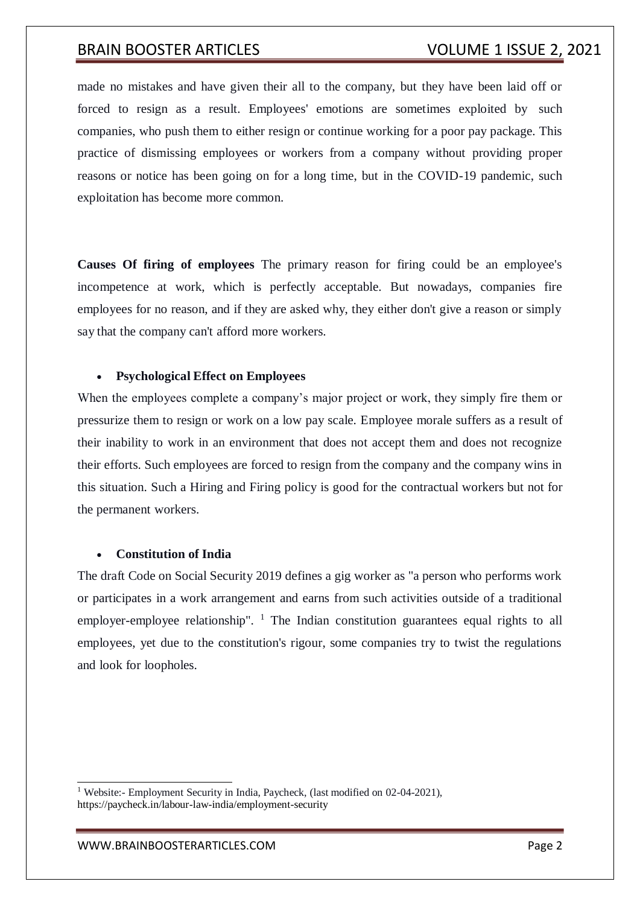made no mistakes and have given their all to the company, but they have been laid off or forced to resign as a result. Employees' emotions are sometimes exploited by such companies, who push them to either resign or continue working for a poor pay package. This practice of dismissing employees or workers from a company without providing proper reasons or notice has been going on for a long time, but in the COVID-19 pandemic, such exploitation has become more common.

**Causes Of firing of employees** The primary reason for firing could be an employee's incompetence at work, which is perfectly acceptable. But nowadays, companies fire employees for no reason, and if they are asked why, they either don't give a reason or simply say that the company can't afford more workers.

- **Psychological Effect on Employees**

When the employees complete a company's major project or work, they simply fire them or pressurize them to resign or work on a low pay scale. Employee morale suffers as a result of their inability to work in an environment that does not accept them and does not recognize their efforts. Such employees are forced to resign from the company and the company wins in this situation. Such a Hiring and Firing policy is good for the contractual workers but not for the permanent workers.

- **Constitution of India**

The draft Code on Social Security 2019 defines a gig worker as "a person who performs work or participates in a work arrangement and earns from such activities outside of a traditional employer-employee relationship". [1] The Indian constitution guarantees equal rights to all employees, yet due to the constitution's rigour, some companies try to twist the regulations and look for loopholes.

---

[1] Website:- Employment Security in India, Paycheck, (last modified on 02-04-2021), https://paycheck.in/labour-law-india/employment-security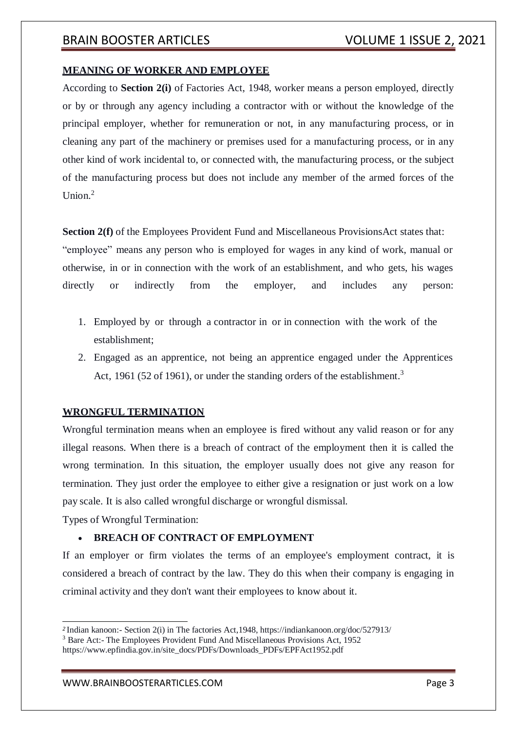## MEANING OF WORKER AND EMPLOYEE

According to **Section 2(i)** of Factories Act, 1948, worker means a person employed, directly or by or through any agency including a contractor with or without the knowledge of the principal employer, whether for remuneration or not, in any manufacturing process, or in cleaning any part of the machinery or premises used for a manufacturing process, or in any other kind of work incidental to, or connected with, the manufacturing process, or the subject of the manufacturing process but does not include any member of the armed forces of the Union.[2]

**Section 2(f)** of the Employees Provident Fund and Miscellaneous ProvisionsAct states that: "employee" means any person who is employed for wages in any kind of work, manual or otherwise, in or in connection with the work of an establishment, and who gets, his wages directly or indirectly from the employer, and includes any person:

1. Employed by or through a contractor in or in connection with the work of the establishment;
2. Engaged as an apprentice, not being an apprentice engaged under the Apprentices Act, 1961 (52 of 1961), or under the standing orders of the establishment.[3]

## WRONGFUL TERMINATION

Wrongful termination means when an employee is fired without any valid reason or for any illegal reasons. When there is a breach of contract of the employment then it is called the wrong termination. In this situation, the employer usually does not give any reason for termination. They just order the employee to either give a resignation or just work on a low pay scale. It is also called wrongful discharge or wrongful dismissal.

Types of Wrongful Termination:

- **BREACH OF CONTRACT OF EMPLOYMENT**

If an employer or firm violates the terms of an employee's employment contract, it is considered a breach of contract by the law. They do this when their company is engaging in criminal activity and they don't want their employees to know about it.

---

[2] Indian kanoon:- Section 2(i) in The factories Act,1948, https://indiankanoon.org/doc/527913/

[3] Bare Act:- The Employees Provident Fund And Miscellaneous Provisions Act, 1952 https://www.epfindia.gov.in/site_docs/PDFs/Downloads_PDFs/EPFAct1952.pdf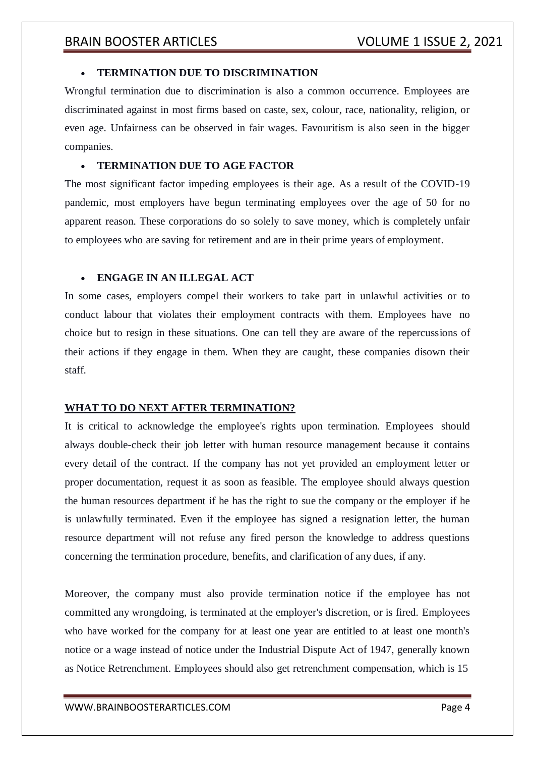- **TERMINATION DUE TO DISCRIMINATION**

Wrongful termination due to discrimination is also a common occurrence. Employees are discriminated against in most firms based on caste, sex, colour, race, nationality, religion, or even age. Unfairness can be observed in fair wages. Favouritism is also seen in the bigger companies.

- **TERMINATION DUE TO AGE FACTOR**

The most significant factor impeding employees is their age. As a result of the COVID-19 pandemic, most employers have begun terminating employees over the age of 50 for no apparent reason. These corporations do so solely to save money, which is completely unfair to employees who are saving for retirement and are in their prime years of employment.

- **ENGAGE IN AN ILLEGAL ACT**

In some cases, employers compel their workers to take part in unlawful activities or to conduct labour that violates their employment contracts with them. Employees have no choice but to resign in these situations. One can tell they are aware of the repercussions of their actions if they engage in them. When they are caught, these companies disown their staff.

## WHAT TO DO NEXT AFTER TERMINATION?

It is critical to acknowledge the employee's rights upon termination. Employees should always double-check their job letter with human resource management because it contains every detail of the contract. If the company has not yet provided an employment letter or proper documentation, request it as soon as feasible. The employee should always question the human resources department if he has the right to sue the company or the employer if he is unlawfully terminated. Even if the employee has signed a resignation letter, the human resource department will not refuse any fired person the knowledge to address questions concerning the termination procedure, benefits, and clarification of any dues, if any.

Moreover, the company must also provide termination notice if the employee has not committed any wrongdoing, is terminated at the employer's discretion, or is fired. Employees who have worked for the company for at least one year are entitled to at least one month's notice or a wage instead of notice under the Industrial Dispute Act of 1947, generally known as Notice Retrenchment. Employees should also get retrenchment compensation, which is 15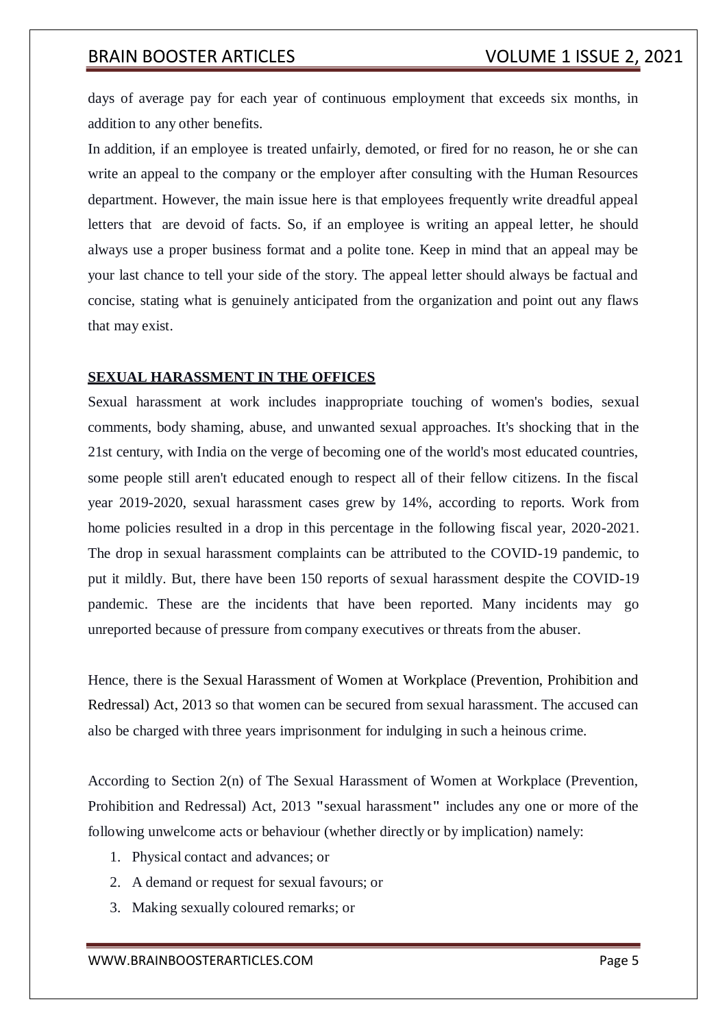days of average pay for each year of continuous employment that exceeds six months, in addition to any other benefits.

In addition, if an employee is treated unfairly, demoted, or fired for no reason, he or she can write an appeal to the company or the employer after consulting with the Human Resources department. However, the main issue here is that employees frequently write dreadful appeal letters that are devoid of facts. So, if an employee is writing an appeal letter, he should always use a proper business format and a polite tone. Keep in mind that an appeal may be your last chance to tell your side of the story. The appeal letter should always be factual and concise, stating what is genuinely anticipated from the organization and point out any flaws that may exist.

## SEXUAL HARASSMENT IN THE OFFICES

Sexual harassment at work includes inappropriate touching of women's bodies, sexual comments, body shaming, abuse, and unwanted sexual approaches. It's shocking that in the 21st century, with India on the verge of becoming one of the world's most educated countries, some people still aren't educated enough to respect all of their fellow citizens. In the fiscal year 2019-2020, sexual harassment cases grew by 14%, according to reports. Work from home policies resulted in a drop in this percentage in the following fiscal year, 2020-2021. The drop in sexual harassment complaints can be attributed to the COVID-19 pandemic, to put it mildly. But, there have been 150 reports of sexual harassment despite the COVID-19 pandemic. These are the incidents that have been reported. Many incidents may go unreported because of pressure from company executives or threats from the abuser.

Hence, there is the Sexual Harassment of Women at Workplace (Prevention, Prohibition and Redressal) Act, 2013 so that women can be secured from sexual harassment. The accused can also be charged with three years imprisonment for indulging in such a heinous crime.

According to Section 2(n) of The Sexual Harassment of Women at Workplace (Prevention, Prohibition and Redressal) Act, 2013 "sexual harassment" includes any one or more of the following unwelcome acts or behaviour (whether directly or by implication) namely:

1. Physical contact and advances; or
2. A demand or request for sexual favours; or
3. Making sexually coloured remarks; or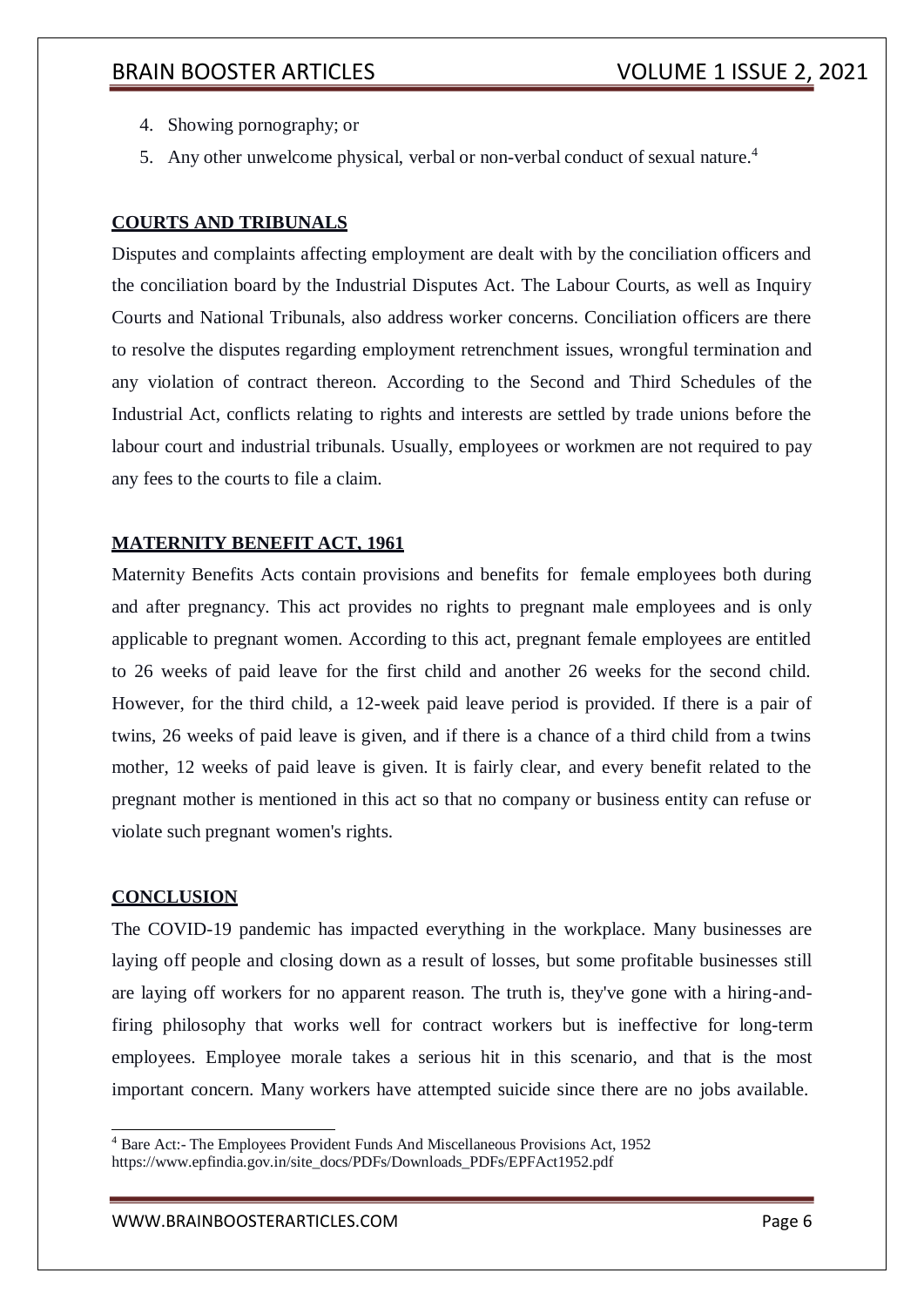4. Showing pornography; or
5. Any other unwelcome physical, verbal or non-verbal conduct of sexual nature.[4]

## COURTS AND TRIBUNALS

Disputes and complaints affecting employment are dealt with by the conciliation officers and the conciliation board by the Industrial Disputes Act. The Labour Courts, as well as Inquiry Courts and National Tribunals, also address worker concerns. Conciliation officers are there to resolve the disputes regarding employment retrenchment issues, wrongful termination and any violation of contract thereon. According to the Second and Third Schedules of the Industrial Act, conflicts relating to rights and interests are settled by trade unions before the labour court and industrial tribunals. Usually, employees or workmen are not required to pay any fees to the courts to file a claim.

## MATERNITY BENEFIT ACT, 1961

Maternity Benefits Acts contain provisions and benefits for female employees both during and after pregnancy. This act provides no rights to pregnant male employees and is only applicable to pregnant women. According to this act, pregnant female employees are entitled to 26 weeks of paid leave for the first child and another 26 weeks for the second child. However, for the third child, a 12-week paid leave period is provided. If there is a pair of twins, 26 weeks of paid leave is given, and if there is a chance of a third child from a twins mother, 12 weeks of paid leave is given. It is fairly clear, and every benefit related to the pregnant mother is mentioned in this act so that no company or business entity can refuse or violate such pregnant women's rights.

## CONCLUSION

The COVID-19 pandemic has impacted everything in the workplace. Many businesses are laying off people and closing down as a result of losses, but some profitable businesses still are laying off workers for no apparent reason. The truth is, they've gone with a hiring-and-firing philosophy that works well for contract workers but is ineffective for long-term employees. Employee morale takes a serious hit in this scenario, and that is the most important concern. Many workers have attempted suicide since there are no jobs available.

---

[4] Bare Act:- The Employees Provident Funds And Miscellaneous Provisions Act, 1952 https://www.epfindia.gov.in/site_docs/PDFs/Downloads_PDFs/EPFAct1952.pdf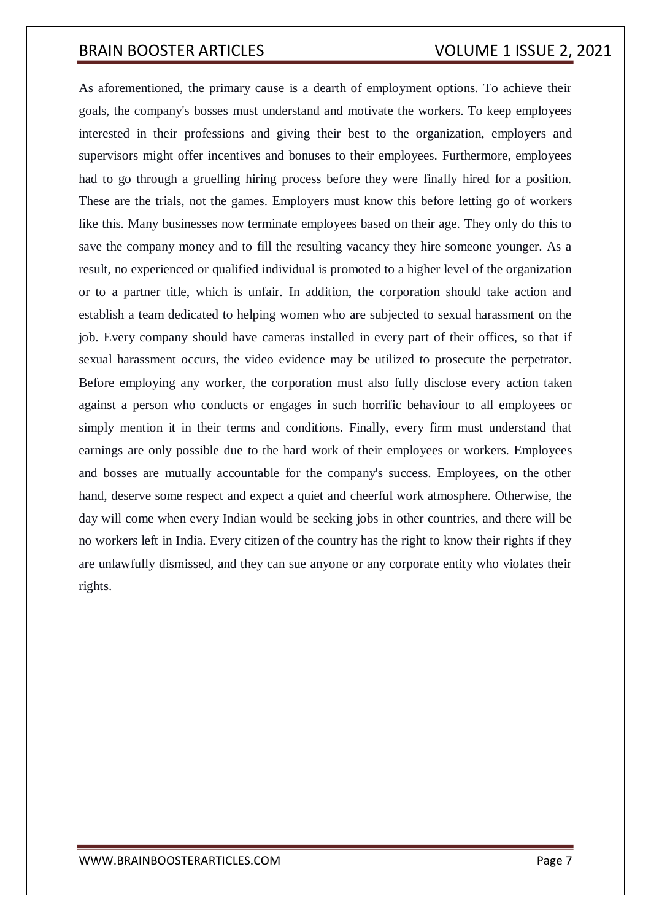As aforementioned, the primary cause is a dearth of employment options. To achieve their goals, the company's bosses must understand and motivate the workers. To keep employees interested in their professions and giving their best to the organization, employers and supervisors might offer incentives and bonuses to their employees. Furthermore, employees had to go through a gruelling hiring process before they were finally hired for a position. These are the trials, not the games. Employers must know this before letting go of workers like this. Many businesses now terminate employees based on their age. They only do this to save the company money and to fill the resulting vacancy they hire someone younger. As a result, no experienced or qualified individual is promoted to a higher level of the organization or to a partner title, which is unfair. In addition, the corporation should take action and establish a team dedicated to helping women who are subjected to sexual harassment on the job. Every company should have cameras installed in every part of their offices, so that if sexual harassment occurs, the video evidence may be utilized to prosecute the perpetrator. Before employing any worker, the corporation must also fully disclose every action taken against a person who conducts or engages in such horrific behaviour to all employees or simply mention it in their terms and conditions. Finally, every firm must understand that earnings are only possible due to the hard work of their employees or workers. Employees and bosses are mutually accountable for the company's success. Employees, on the other hand, deserve some respect and expect a quiet and cheerful work atmosphere. Otherwise, the day will come when every Indian would be seeking jobs in other countries, and there will be no workers left in India. Every citizen of the country has the right to know their rights if they are unlawfully dismissed, and they can sue anyone or any corporate entity who violates their rights.